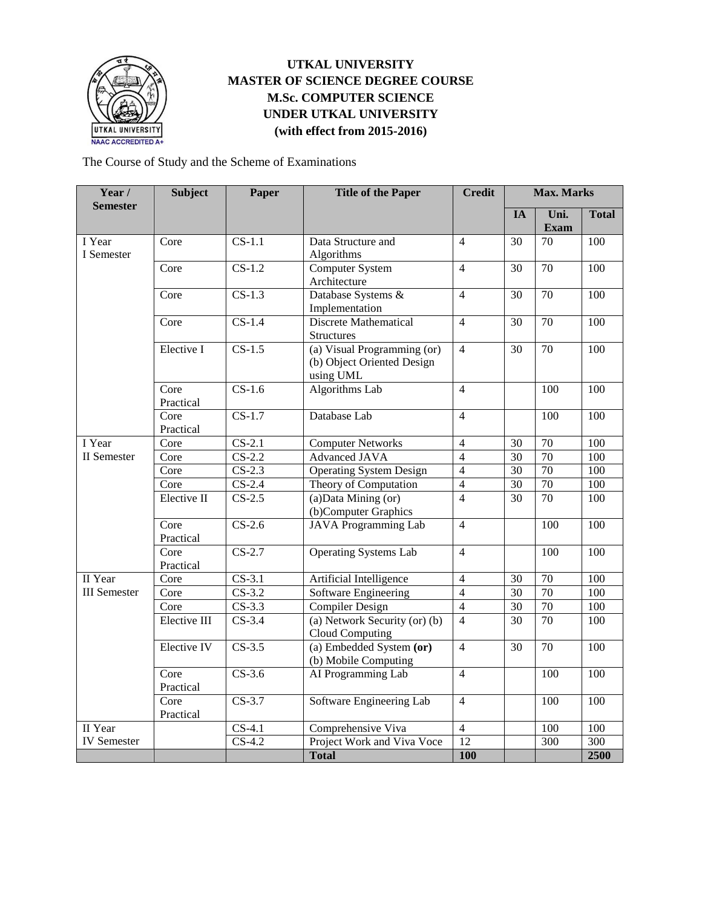# UTKAL UNIVERSITY
## MASTER OF SCIENCE DEGREE COURSE
## M.Sc. COMPUTER SCIENCE
## UNDER UTKAL UNIVERSITY
### (with effect from 2015-2016)

The Course of Study and the Scheme of Examinations

| Year / Semester | Subject | Paper | Title of the Paper | Credit | Max. Marks | | |
|---|---|---|---|---|---|---|---|
| | | | | | IA | Uni. Exam | Total |
| I Year I Semester | Core | CS-1.1 | Data Structure and Algorithms | 4 | 30 | 70 | 100 |
| | Core | CS-1.2 | Computer System Architecture | 4 | 30 | 70 | 100 |
| | Core | CS-1.3 | Database Systems & Implementation | 4 | 30 | 70 | 100 |
| | Core | CS-1.4 | Discrete Mathematical Structures | 4 | 30 | 70 | 100 |
| | Elective I | CS-1.5 | (a) Visual Programming (or) (b) Object Oriented Design using UML | 4 | 30 | 70 | 100 |
| | Core Practical | CS-1.6 | Algorithms Lab | 4 | | 100 | 100 |
| | Core Practical | CS-1.7 | Database Lab | 4 | | 100 | 100 |
| I Year II Semester | Core | CS-2.1 | Computer Networks | 4 | 30 | 70 | 100 |
| | Core | CS-2.2 | Advanced JAVA | 4 | 30 | 70 | 100 |
| | Core | CS-2.3 | Operating System Design | 4 | 30 | 70 | 100 |
| | Core | CS-2.4 | Theory of Computation | 4 | 30 | 70 | 100 |
| | Elective II | CS-2.5 | (a)Data Mining (or) (b)Computer Graphics | 4 | 30 | 70 | 100 |
| | Core Practical | CS-2.6 | JAVA Programming Lab | 4 | | 100 | 100 |
| | Core Practical | CS-2.7 | Operating Systems Lab | 4 | | 100 | 100 |
| II Year III Semester | Core | CS-3.1 | Artificial Intelligence | 4 | 30 | 70 | 100 |
| | Core | CS-3.2 | Software Engineering | 4 | 30 | 70 | 100 |
| | Core | CS-3.3 | Compiler Design | 4 | 30 | 70 | 100 |
| | Elective III | CS-3.4 | (a) Network Security (or) (b) Cloud Computing | 4 | 30 | 70 | 100 |
| | Elective IV | CS-3.5 | (a) Embedded System **(or)** (b) Mobile Computing | 4 | 30 | 70 | 100 |
| | Core Practical | CS-3.6 | AI Programming Lab | 4 | | 100 | 100 |
| | Core Practical | CS-3.7 | Software Engineering Lab | 4 | | 100 | 100 |
| II Year IV Semester | | CS-4.1 | Comprehensive Viva | 4 | | 100 | 100 |
| | | CS-4.2 | Project Work and Viva Voce | 12 | | 300 | 300 |
| | | | **Total** | **100** | | | **2500** |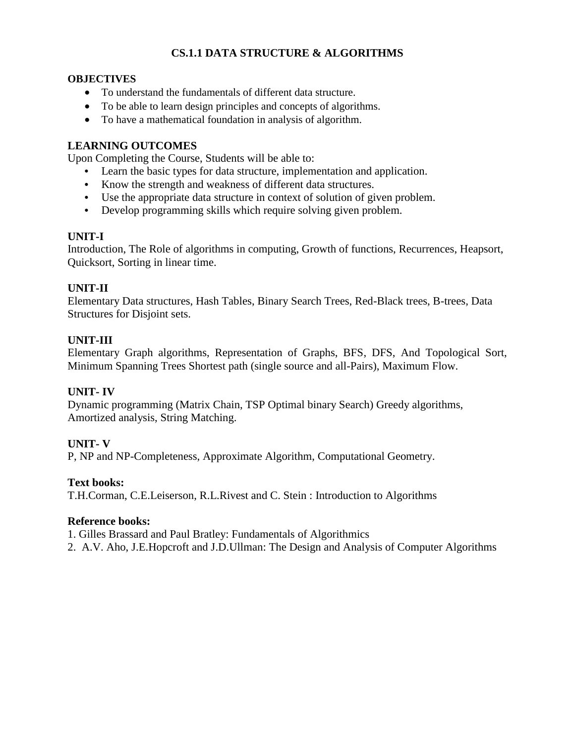# CS.1.1 DATA STRUCTURE & ALGORITHMS

## OBJECTIVES

- To understand the fundamentals of different data structure.
- To be able to learn design principles and concepts of algorithms.
- To have a mathematical foundation in analysis of algorithm.

## LEARNING OUTCOMES

Upon Completing the Course, Students will be able to:

- Learn the basic types for data structure, implementation and application.
- Know the strength and weakness of different data structures.
- Use the appropriate data structure in context of solution of given problem.
- Develop programming skills which require solving given problem.

## UNIT-I

Introduction, The Role of algorithms in computing, Growth of functions, Recurrences, Heapsort, Quicksort, Sorting in linear time.

## UNIT-II

Elementary Data structures, Hash Tables, Binary Search Trees, Red-Black trees, B-trees, Data Structures for Disjoint sets.

## UNIT-III

Elementary Graph algorithms, Representation of Graphs, BFS, DFS, And Topological Sort, Minimum Spanning Trees Shortest path (single source and all-Pairs), Maximum Flow.

## UNIT- IV

Dynamic programming (Matrix Chain, TSP Optimal binary Search) Greedy algorithms, Amortized analysis, String Matching.

## UNIT- V

P, NP and NP-Completeness, Approximate Algorithm, Computational Geometry.

**Text books:**

T.H.Corman, C.E.Leiserson, R.L.Rivest and C. Stein : Introduction to Algorithms

**Reference books:**

1. Gilles Brassard and Paul Bratley: Fundamentals of Algorithmics
2. A.V. Aho, J.E.Hopcroft and J.D.Ullman: The Design and Analysis of Computer Algorithms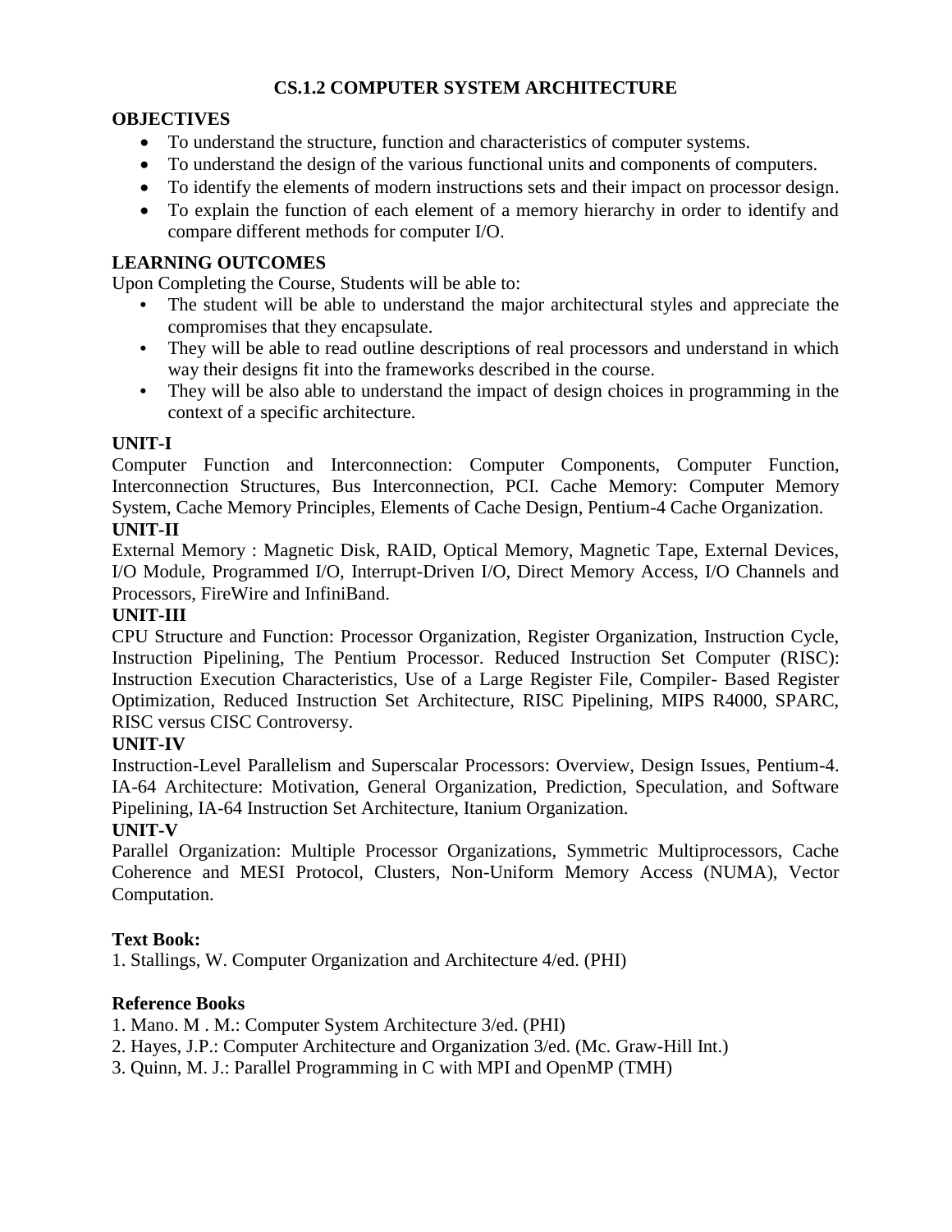# CS.1.2 COMPUTER SYSTEM ARCHITECTURE

## OBJECTIVES

- To understand the structure, function and characteristics of computer systems.
- To understand the design of the various functional units and components of computers.
- To identify the elements of modern instructions sets and their impact on processor design.
- To explain the function of each element of a memory hierarchy in order to identify and compare different methods for computer I/O.

## LEARNING OUTCOMES

Upon Completing the Course, Students will be able to:

- The student will be able to understand the major architectural styles and appreciate the compromises that they encapsulate.
- They will be able to read outline descriptions of real processors and understand in which way their designs fit into the frameworks described in the course.
- They will be also able to understand the impact of design choices in programming in the context of a specific architecture.

## UNIT-I

Computer Function and Interconnection: Computer Components, Computer Function, Interconnection Structures, Bus Interconnection, PCI. Cache Memory: Computer Memory System, Cache Memory Principles, Elements of Cache Design, Pentium-4 Cache Organization.

## UNIT-II

External Memory : Magnetic Disk, RAID, Optical Memory, Magnetic Tape, External Devices, I/O Module, Programmed I/O, Interrupt-Driven I/O, Direct Memory Access, I/O Channels and Processors, FireWire and InfiniBand.

## UNIT-III

CPU Structure and Function: Processor Organization, Register Organization, Instruction Cycle, Instruction Pipelining, The Pentium Processor. Reduced Instruction Set Computer (RISC): Instruction Execution Characteristics, Use of a Large Register File, Compiler- Based Register Optimization, Reduced Instruction Set Architecture, RISC Pipelining, MIPS R4000, SPARC, RISC versus CISC Controversy.

## UNIT-IV

Instruction-Level Parallelism and Superscalar Processors: Overview, Design Issues, Pentium-4. IA-64 Architecture: Motivation, General Organization, Prediction, Speculation, and Software Pipelining, IA-64 Instruction Set Architecture, Itanium Organization.

## UNIT-V

Parallel Organization: Multiple Processor Organizations, Symmetric Multiprocessors, Cache Coherence and MESI Protocol, Clusters, Non-Uniform Memory Access (NUMA), Vector Computation.

**Text Book:**

1. Stallings, W. Computer Organization and Architecture 4/ed. (PHI)

**Reference Books**

1. Mano. M . M.: Computer System Architecture 3/ed. (PHI)
2. Hayes, J.P.: Computer Architecture and Organization 3/ed. (Mc. Graw-Hill Int.)
3. Quinn, M. J.: Parallel Programming in C with MPI and OpenMP (TMH)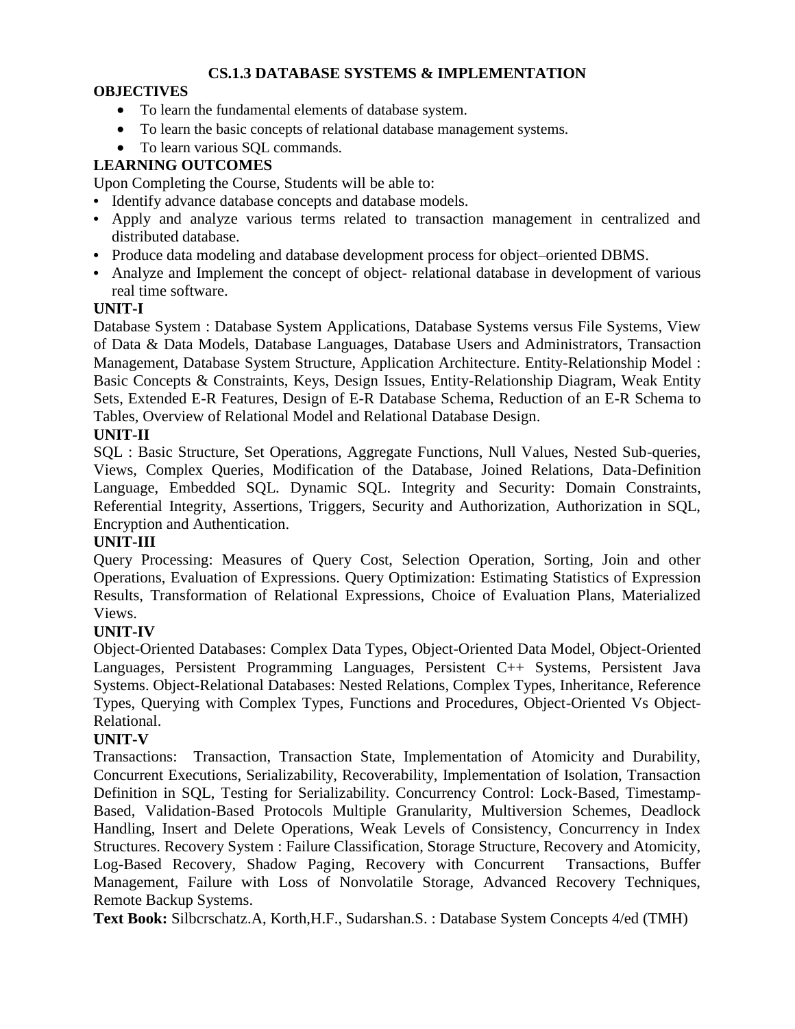# CS.1.3 DATABASE SYSTEMS & IMPLEMENTATION

## OBJECTIVES

- To learn the fundamental elements of database system.
- To learn the basic concepts of relational database management systems.
- To learn various SQL commands.

## LEARNING OUTCOMES

Upon Completing the Course, Students will be able to:

- Identify advance database concepts and database models.
- Apply and analyze various terms related to transaction management in centralized and distributed database.
- Produce data modeling and database development process for object–oriented DBMS.
- Analyze and Implement the concept of object- relational database in development of various real time software.

## UNIT-I

Database System : Database System Applications, Database Systems versus File Systems, View of Data & Data Models, Database Languages, Database Users and Administrators, Transaction Management, Database System Structure, Application Architecture. Entity-Relationship Model : Basic Concepts & Constraints, Keys, Design Issues, Entity-Relationship Diagram, Weak Entity Sets, Extended E-R Features, Design of E-R Database Schema, Reduction of an E-R Schema to Tables, Overview of Relational Model and Relational Database Design.

## UNIT-II

SQL : Basic Structure, Set Operations, Aggregate Functions, Null Values, Nested Sub-queries, Views, Complex Queries, Modification of the Database, Joined Relations, Data-Definition Language, Embedded SQL. Dynamic SQL. Integrity and Security: Domain Constraints, Referential Integrity, Assertions, Triggers, Security and Authorization, Authorization in SQL, Encryption and Authentication.

## UNIT-III

Query Processing: Measures of Query Cost, Selection Operation, Sorting, Join and other Operations, Evaluation of Expressions. Query Optimization: Estimating Statistics of Expression Results, Transformation of Relational Expressions, Choice of Evaluation Plans, Materialized Views.

## UNIT-IV

Object-Oriented Databases: Complex Data Types, Object-Oriented Data Model, Object-Oriented Languages, Persistent Programming Languages, Persistent C++ Systems, Persistent Java Systems. Object-Relational Databases: Nested Relations, Complex Types, Inheritance, Reference Types, Querying with Complex Types, Functions and Procedures, Object-Oriented Vs Object-Relational.

## UNIT-V

Transactions: Transaction, Transaction State, Implementation of Atomicity and Durability, Concurrent Executions, Serializability, Recoverability, Implementation of Isolation, Transaction Definition in SQL, Testing for Serializability. Concurrency Control: Lock-Based, Timestamp-Based, Validation-Based Protocols Multiple Granularity, Multiversion Schemes, Deadlock Handling, Insert and Delete Operations, Weak Levels of Consistency, Concurrency in Index Structures. Recovery System : Failure Classification, Storage Structure, Recovery and Atomicity, Log-Based Recovery, Shadow Paging, Recovery with Concurrent Transactions, Buffer Management, Failure with Loss of Nonvolatile Storage, Advanced Recovery Techniques, Remote Backup Systems.

**Text Book:** Silbcrschatz.A, Korth,H.F., Sudarshan.S. : Database System Concepts 4/ed (TMH)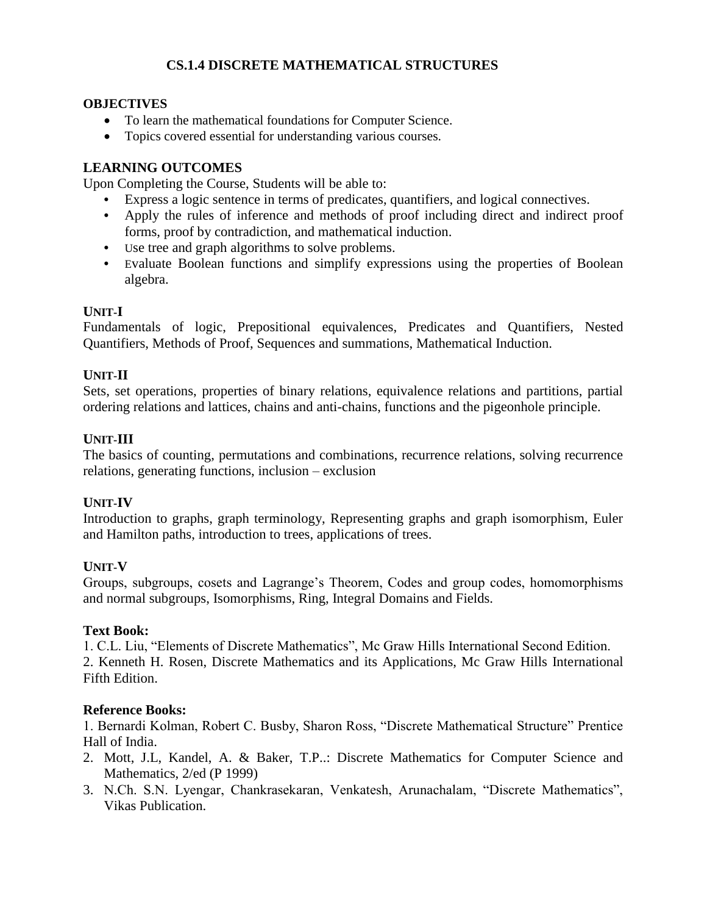# CS.1.4 DISCRETE MATHEMATICAL STRUCTURES

## OBJECTIVES

- To learn the mathematical foundations for Computer Science.
- Topics covered essential for understanding various courses.

## LEARNING OUTCOMES

Upon Completing the Course, Students will be able to:

- Express a logic sentence in terms of predicates, quantifiers, and logical connectives.
- Apply the rules of inference and methods of proof including direct and indirect proof forms, proof by contradiction, and mathematical induction.
- Use tree and graph algorithms to solve problems.
- Evaluate Boolean functions and simplify expressions using the properties of Boolean algebra.

### UNIT-I

Fundamentals of logic, Prepositional equivalences, Predicates and Quantifiers, Nested Quantifiers, Methods of Proof, Sequences and summations, Mathematical Induction.

### UNIT-II

Sets, set operations, properties of binary relations, equivalence relations and partitions, partial ordering relations and lattices, chains and anti-chains, functions and the pigeonhole principle.

### UNIT-III

The basics of counting, permutations and combinations, recurrence relations, solving recurrence relations, generating functions, inclusion – exclusion

### UNIT-IV

Introduction to graphs, graph terminology, Representing graphs and graph isomorphism, Euler and Hamilton paths, introduction to trees, applications of trees.

### UNIT-V

Groups, subgroups, cosets and Lagrange's Theorem, Codes and group codes, homomorphisms and normal subgroups, Isomorphisms, Ring, Integral Domains and Fields.

**Text Book:**

1. C.L. Liu, "Elements of Discrete Mathematics", Mc Graw Hills International Second Edition.
2. Kenneth H. Rosen, Discrete Mathematics and its Applications, Mc Graw Hills International Fifth Edition.

**Reference Books:**

1. Bernardi Kolman, Robert C. Busby, Sharon Ross, "Discrete Mathematical Structure" Prentice Hall of India.
2. Mott, J.L, Kandel, A. & Baker, T.P..: Discrete Mathematics for Computer Science and Mathematics, 2/ed (P 1999)
3. N.Ch. S.N. Lyengar, Chankrasekaran, Venkatesh, Arunachalam, "Discrete Mathematics", Vikas Publication.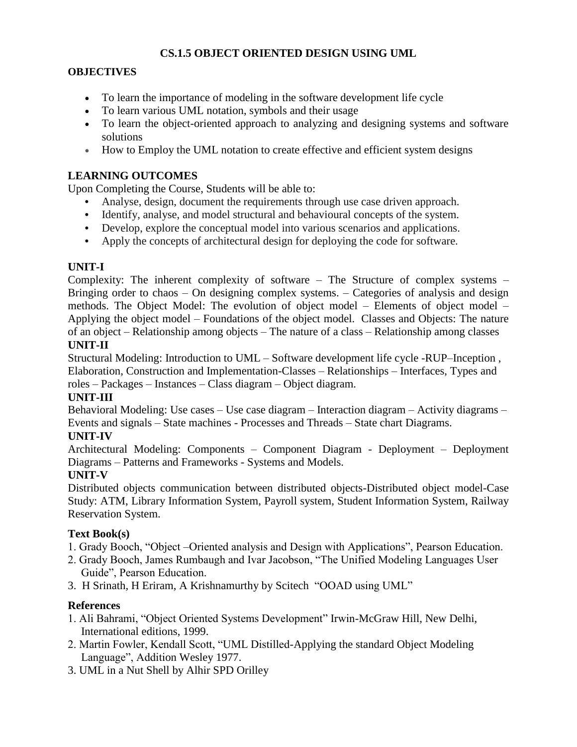# CS.1.5 OBJECT ORIENTED DESIGN USING UML

## OBJECTIVES

- To learn the importance of modeling in the software development life cycle
- To learn various UML notation, symbols and their usage
- To learn the object-oriented approach to analyzing and designing systems and software solutions
- How to Employ the UML notation to create effective and efficient system designs

## LEARNING OUTCOMES

Upon Completing the Course, Students will be able to:

- Analyse, design, document the requirements through use case driven approach.
- Identify, analyse, and model structural and behavioural concepts of the system.
- Develop, explore the conceptual model into various scenarios and applications.
- Apply the concepts of architectural design for deploying the code for software.

## UNIT-I

Complexity: The inherent complexity of software – The Structure of complex systems – Bringing order to chaos – On designing complex systems. – Categories of analysis and design methods. The Object Model: The evolution of object model – Elements of object model – Applying the object model – Foundations of the object model. Classes and Objects: The nature of an object – Relationship among objects – The nature of a class – Relationship among classes

## UNIT-II

Structural Modeling: Introduction to UML – Software development life cycle -RUP–Inception , Elaboration, Construction and Implementation-Classes – Relationships – Interfaces, Types and roles – Packages – Instances – Class diagram – Object diagram.

## UNIT-III

Behavioral Modeling: Use cases – Use case diagram – Interaction diagram – Activity diagrams – Events and signals – State machines - Processes and Threads – State chart Diagrams.

## UNIT-IV

Architectural Modeling: Components – Component Diagram - Deployment – Deployment Diagrams – Patterns and Frameworks - Systems and Models.

## UNIT-V

Distributed objects communication between distributed objects-Distributed object model-Case Study: ATM, Library Information System, Payroll system, Student Information System, Railway Reservation System.

## Text Book(s)

1. Grady Booch, "Object –Oriented analysis and Design with Applications", Pearson Education.
2. Grady Booch, James Rumbaugh and Ivar Jacobson, "The Unified Modeling Languages User Guide", Pearson Education.
3. H Srinath, H Eriram, A Krishnamurthy by Scitech "OOAD using UML"

## References

1. Ali Bahrami, "Object Oriented Systems Development" Irwin-McGraw Hill, New Delhi, International editions, 1999.
2. Martin Fowler, Kendall Scott, "UML Distilled-Applying the standard Object Modeling Language", Addition Wesley 1977.
3. UML in a Nut Shell by Alhir SPD Orilley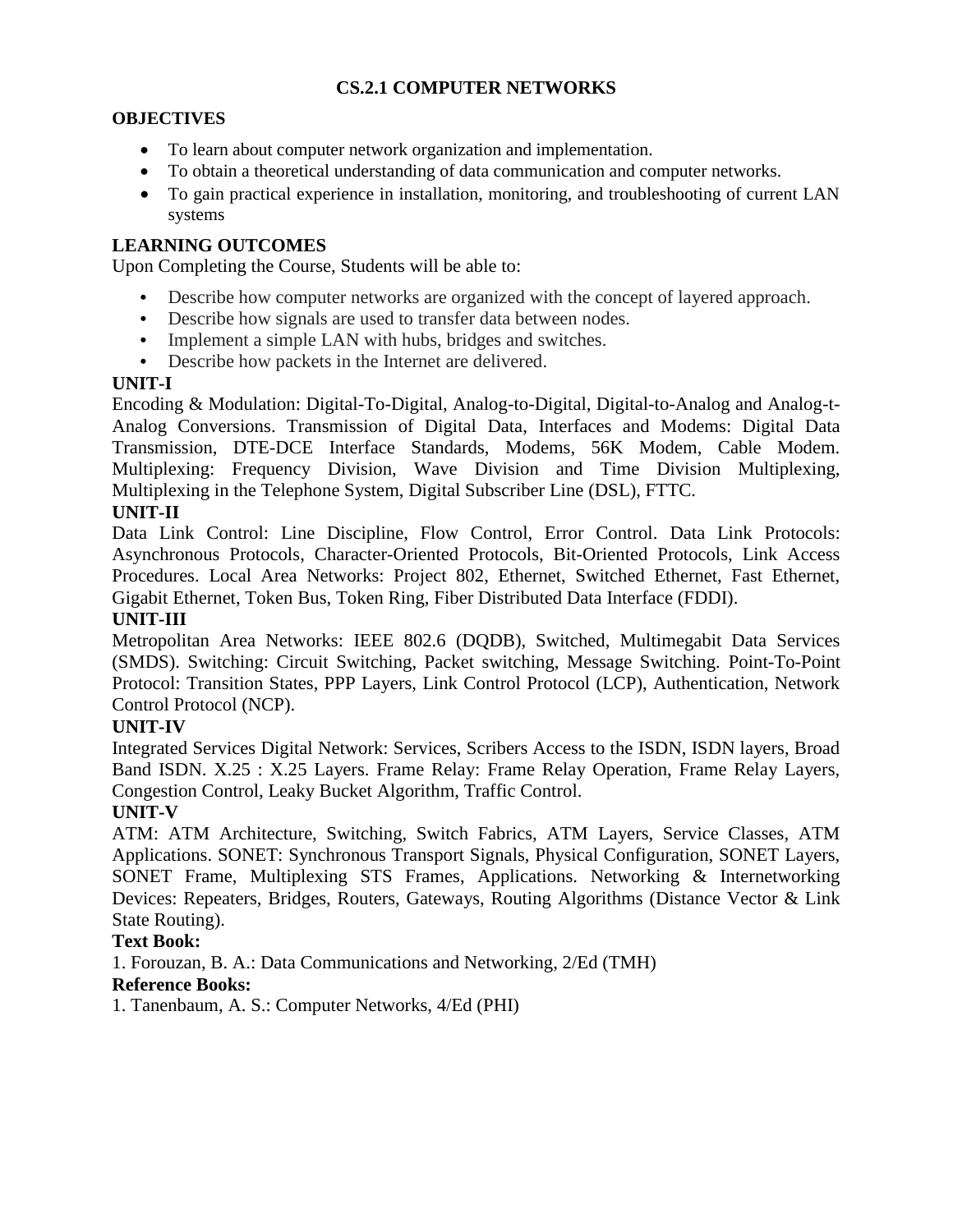# CS.2.1 COMPUTER NETWORKS

## OBJECTIVES

- To learn about computer network organization and implementation.
- To obtain a theoretical understanding of data communication and computer networks.
- To gain practical experience in installation, monitoring, and troubleshooting of current LAN systems

## LEARNING OUTCOMES

Upon Completing the Course, Students will be able to:

- Describe how computer networks are organized with the concept of layered approach.
- Describe how signals are used to transfer data between nodes.
- Implement a simple LAN with hubs, bridges and switches.
- Describe how packets in the Internet are delivered.

## UNIT-I

Encoding & Modulation: Digital-To-Digital, Analog-to-Digital, Digital-to-Analog and Analog-t-Analog Conversions. Transmission of Digital Data, Interfaces and Modems: Digital Data Transmission, DTE-DCE Interface Standards, Modems, 56K Modem, Cable Modem. Multiplexing: Frequency Division, Wave Division and Time Division Multiplexing, Multiplexing in the Telephone System, Digital Subscriber Line (DSL), FTTC.

## UNIT-II

Data Link Control: Line Discipline, Flow Control, Error Control. Data Link Protocols: Asynchronous Protocols, Character-Oriented Protocols, Bit-Oriented Protocols, Link Access Procedures. Local Area Networks: Project 802, Ethernet, Switched Ethernet, Fast Ethernet, Gigabit Ethernet, Token Bus, Token Ring, Fiber Distributed Data Interface (FDDI).

## UNIT-III

Metropolitan Area Networks: IEEE 802.6 (DQDB), Switched, Multimegabit Data Services (SMDS). Switching: Circuit Switching, Packet switching, Message Switching. Point-To-Point Protocol: Transition States, PPP Layers, Link Control Protocol (LCP), Authentication, Network Control Protocol (NCP).

## UNIT-IV

Integrated Services Digital Network: Services, Scribers Access to the ISDN, ISDN layers, Broad Band ISDN. X.25 : X.25 Layers. Frame Relay: Frame Relay Operation, Frame Relay Layers, Congestion Control, Leaky Bucket Algorithm, Traffic Control.

## UNIT-V

ATM: ATM Architecture, Switching, Switch Fabrics, ATM Layers, Service Classes, ATM Applications. SONET: Synchronous Transport Signals, Physical Configuration, SONET Layers, SONET Frame, Multiplexing STS Frames, Applications. Networking & Internetworking Devices: Repeaters, Bridges, Routers, Gateways, Routing Algorithms (Distance Vector & Link State Routing).

**Text Book:**

1. Forouzan, B. A.: Data Communications and Networking, 2/Ed (TMH)

**Reference Books:**

1. Tanenbaum, A. S.: Computer Networks, 4/Ed (PHI)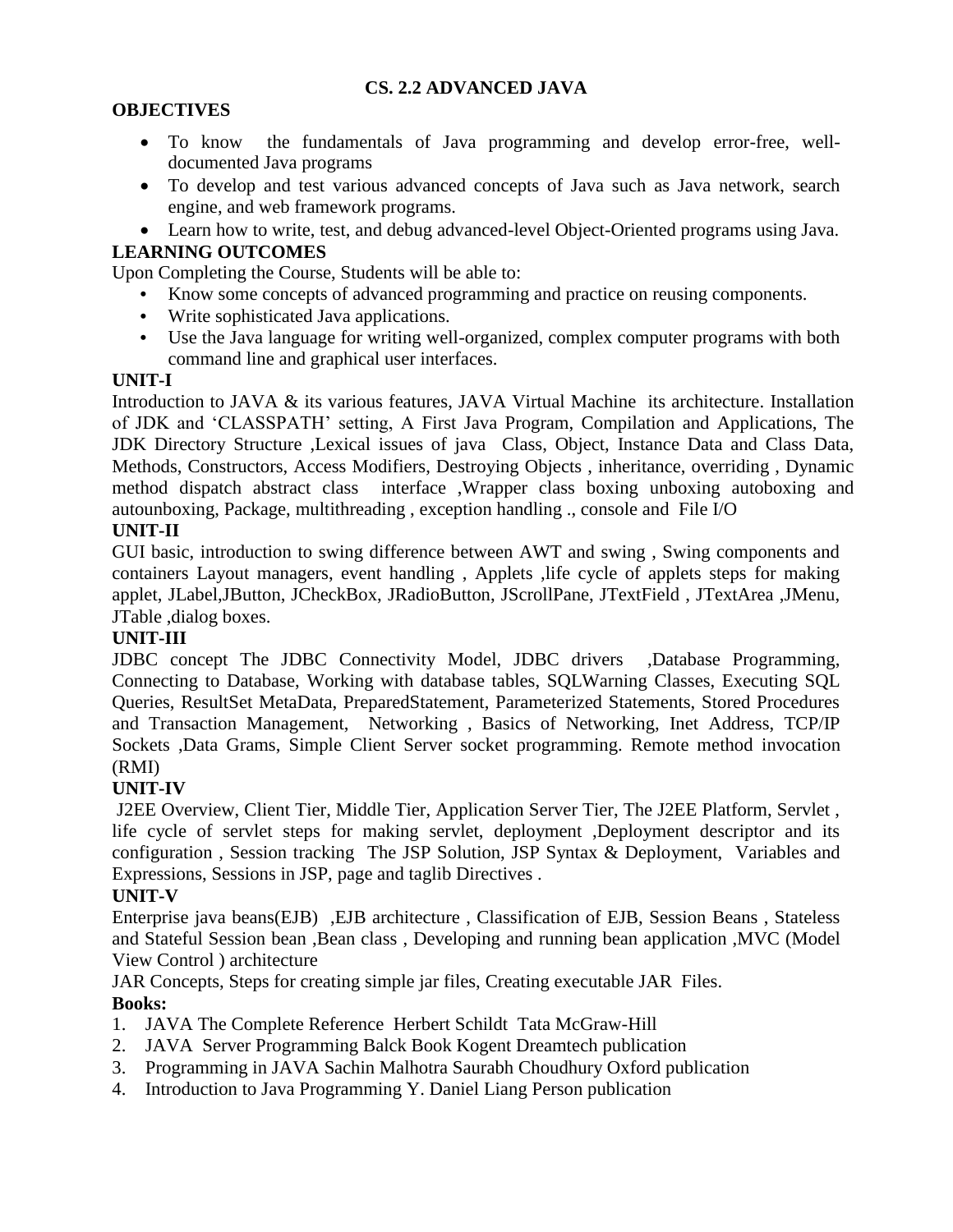## CS. 2.2 ADVANCED JAVA

**OBJECTIVES**

- To know the fundamentals of Java programming and develop error-free, well-documented Java programs
- To develop and test various advanced concepts of Java such as Java network, search engine, and web framework programs.
- Learn how to write, test, and debug advanced-level Object-Oriented programs using Java.

**LEARNING OUTCOMES**

Upon Completing the Course, Students will be able to:

- Know some concepts of advanced programming and practice on reusing components.
- Write sophisticated Java applications.
- Use the Java language for writing well-organized, complex computer programs with both command line and graphical user interfaces.

**UNIT-I**

Introduction to JAVA & its various features, JAVA Virtual Machine its architecture. Installation of JDK and 'CLASSPATH' setting, A First Java Program, Compilation and Applications, The JDK Directory Structure ,Lexical issues of java Class, Object, Instance Data and Class Data, Methods, Constructors, Access Modifiers, Destroying Objects , inheritance, overriding , Dynamic method dispatch abstract class interface ,Wrapper class boxing unboxing autoboxing and autounboxing, Package, multithreading , exception handling ., console and File I/O

**UNIT-II**

GUI basic, introduction to swing difference between AWT and swing , Swing components and containers Layout managers, event handling , Applets ,life cycle of applets steps for making applet, JLabel,JButton, JCheckBox, JRadioButton, JScrollPane, JTextField , JTextArea ,JMenu, JTable ,dialog boxes.

**UNIT-III**

JDBC concept The JDBC Connectivity Model, JDBC drivers ,Database Programming, Connecting to Database, Working with database tables, SQLWarning Classes, Executing SQL Queries, ResultSet MetaData, PreparedStatement, Parameterized Statements, Stored Procedures and Transaction Management, Networking , Basics of Networking, Inet Address, TCP/IP Sockets ,Data Grams, Simple Client Server socket programming. Remote method invocation (RMI)

**UNIT-IV**

J2EE Overview, Client Tier, Middle Tier, Application Server Tier, The J2EE Platform, Servlet , life cycle of servlet steps for making servlet, deployment ,Deployment descriptor and its configuration , Session tracking The JSP Solution, JSP Syntax & Deployment, Variables and Expressions, Sessions in JSP, page and taglib Directives .

**UNIT-V**

Enterprise java beans(EJB) ,EJB architecture , Classification of EJB, Session Beans , Stateless and Stateful Session bean ,Bean class , Developing and running bean application ,MVC (Model View Control ) architecture

JAR Concepts, Steps for creating simple jar files, Creating executable JAR Files.

**Books:**

1. JAVA The Complete Reference Herbert Schildt Tata McGraw-Hill
2. JAVA Server Programming Balck Book Kogent Dreamtech publication
3. Programming in JAVA Sachin Malhotra Saurabh Choudhury Oxford publication
4. Introduction to Java Programming Y. Daniel Liang Person publication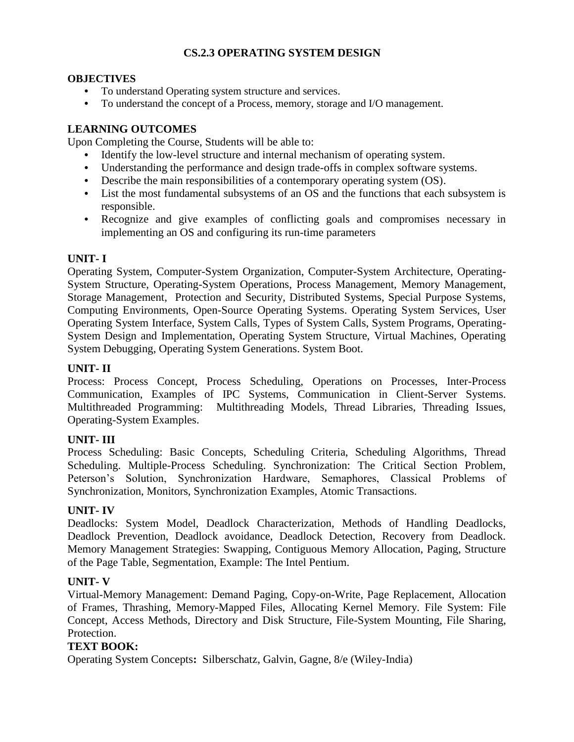# CS.2.3 OPERATING SYSTEM DESIGN

**OBJECTIVES**

- To understand Operating system structure and services.
- To understand the concept of a Process, memory, storage and I/O management.

**LEARNING OUTCOMES**

Upon Completing the Course, Students will be able to:

- Identify the low-level structure and internal mechanism of operating system.
- Understanding the performance and design trade-offs in complex software systems.
- Describe the main responsibilities of a contemporary operating system (OS).
- List the most fundamental subsystems of an OS and the functions that each subsystem is responsible.
- Recognize and give examples of conflicting goals and compromises necessary in implementing an OS and configuring its run-time parameters

**UNIT- I**

Operating System, Computer-System Organization, Computer-System Architecture, Operating-System Structure, Operating-System Operations, Process Management, Memory Management, Storage Management, Protection and Security, Distributed Systems, Special Purpose Systems, Computing Environments, Open-Source Operating Systems. Operating System Services, User Operating System Interface, System Calls, Types of System Calls, System Programs, Operating-System Design and Implementation, Operating System Structure, Virtual Machines, Operating System Debugging, Operating System Generations. System Boot.

**UNIT- II**

Process: Process Concept, Process Scheduling, Operations on Processes, Inter-Process Communication, Examples of IPC Systems, Communication in Client-Server Systems. Multithreaded Programming: Multithreading Models, Thread Libraries, Threading Issues, Operating-System Examples.

**UNIT- III**

Process Scheduling: Basic Concepts, Scheduling Criteria, Scheduling Algorithms, Thread Scheduling. Multiple-Process Scheduling. Synchronization: The Critical Section Problem, Peterson's Solution, Synchronization Hardware, Semaphores, Classical Problems of Synchronization, Monitors, Synchronization Examples, Atomic Transactions.

**UNIT- IV**

Deadlocks: System Model, Deadlock Characterization, Methods of Handling Deadlocks, Deadlock Prevention, Deadlock avoidance, Deadlock Detection, Recovery from Deadlock. Memory Management Strategies: Swapping, Contiguous Memory Allocation, Paging, Structure of the Page Table, Segmentation, Example: The Intel Pentium.

**UNIT- V**

Virtual-Memory Management: Demand Paging, Copy-on-Write, Page Replacement, Allocation of Frames, Thrashing, Memory-Mapped Files, Allocating Kernel Memory. File System: File Concept, Access Methods, Directory and Disk Structure, File-System Mounting, File Sharing, Protection.

**TEXT BOOK:**

Operating System Concepts**:** Silberschatz, Galvin, Gagne, 8/e (Wiley-India)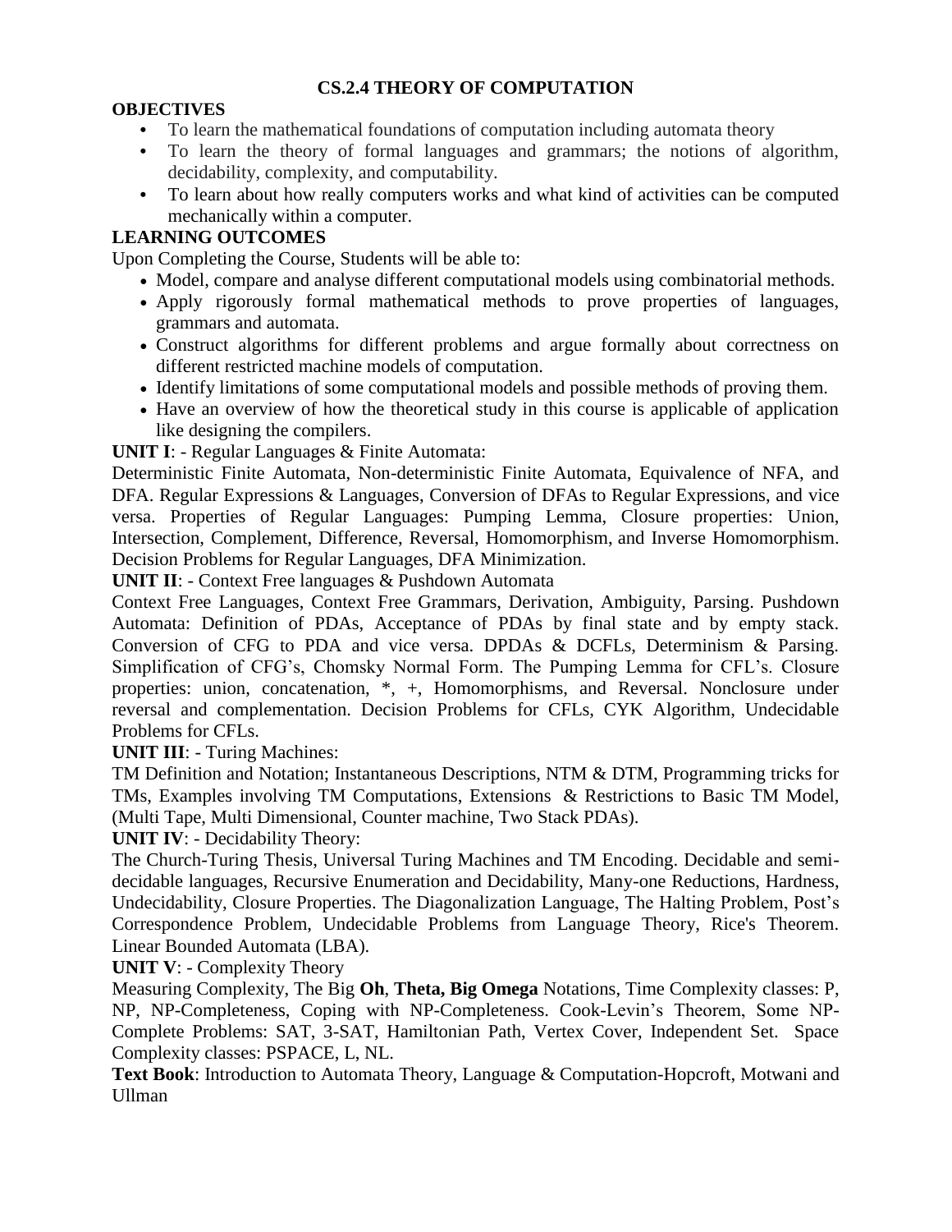# CS.2.4 THEORY OF COMPUTATION

**OBJECTIVES**

- To learn the mathematical foundations of computation including automata theory
- To learn the theory of formal languages and grammars; the notions of algorithm, decidability, complexity, and computability.
- To learn about how really computers works and what kind of activities can be computed mechanically within a computer.

**LEARNING OUTCOMES**

Upon Completing the Course, Students will be able to:

- Model, compare and analyse different computational models using combinatorial methods.
- Apply rigorously formal mathematical methods to prove properties of languages, grammars and automata.
- Construct algorithms for different problems and argue formally about correctness on different restricted machine models of computation.
- Identify limitations of some computational models and possible methods of proving them.
- Have an overview of how the theoretical study in this course is applicable of application like designing the compilers.

**UNIT I**: - Regular Languages & Finite Automata:

Deterministic Finite Automata, Non-deterministic Finite Automata, Equivalence of NFA, and DFA. Regular Expressions & Languages, Conversion of DFAs to Regular Expressions, and vice versa. Properties of Regular Languages: Pumping Lemma, Closure properties: Union, Intersection, Complement, Difference, Reversal, Homomorphism, and Inverse Homomorphism. Decision Problems for Regular Languages, DFA Minimization.

**UNIT II**: - Context Free languages & Pushdown Automata

Context Free Languages, Context Free Grammars, Derivation, Ambiguity, Parsing. Pushdown Automata: Definition of PDAs, Acceptance of PDAs by final state and by empty stack. Conversion of CFG to PDA and vice versa. DPDAs & DCFLs, Determinism & Parsing. Simplification of CFG's, Chomsky Normal Form. The Pumping Lemma for CFL's. Closure properties: union, concatenation, *, +, Homomorphisms, and Reversal. Nonclosure under reversal and complementation. Decision Problems for CFLs, CYK Algorithm, Undecidable Problems for CFLs.

**UNIT III**: - Turing Machines:

TM Definition and Notation; Instantaneous Descriptions, NTM & DTM, Programming tricks for TMs, Examples involving TM Computations, Extensions & Restrictions to Basic TM Model, (Multi Tape, Multi Dimensional, Counter machine, Two Stack PDAs).

**UNIT IV**: - Decidability Theory:

The Church-Turing Thesis, Universal Turing Machines and TM Encoding. Decidable and semi-decidable languages, Recursive Enumeration and Decidability, Many-one Reductions, Hardness, Undecidability, Closure Properties. The Diagonalization Language, The Halting Problem, Post's Correspondence Problem, Undecidable Problems from Language Theory, Rice's Theorem. Linear Bounded Automata (LBA).

**UNIT V**: - Complexity Theory

Measuring Complexity, The Big **Oh**, **Theta, Big Omega** Notations, Time Complexity classes: P, NP, NP-Completeness, Coping with NP-Completeness. Cook-Levin's Theorem, Some NP-Complete Problems: SAT, 3-SAT, Hamiltonian Path, Vertex Cover, Independent Set. Space Complexity classes: PSPACE, L, NL.

**Text Book**: Introduction to Automata Theory, Language & Computation-Hopcroft, Motwani and Ullman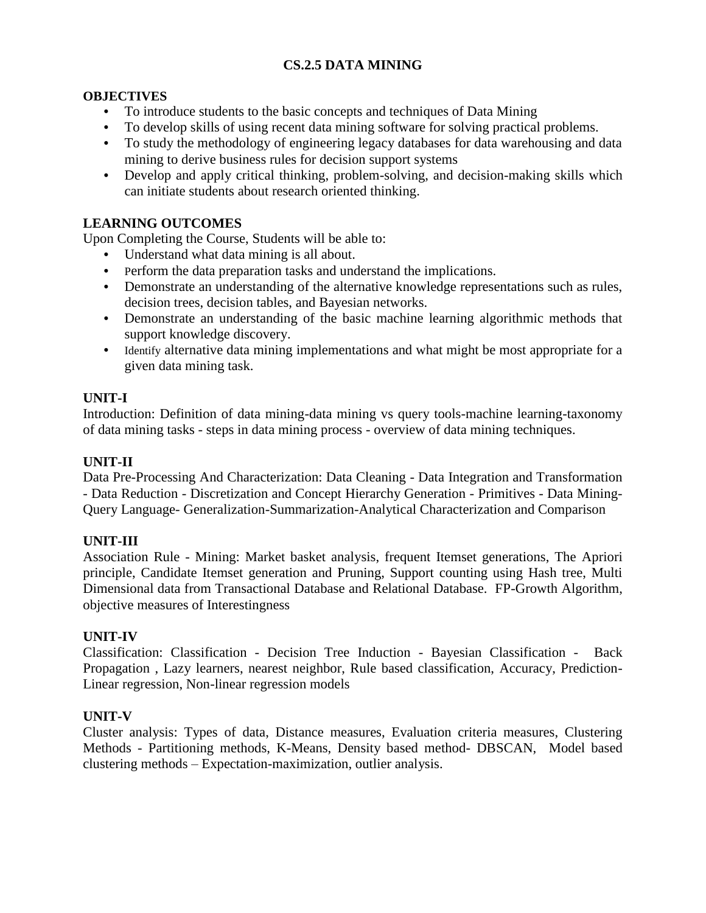# CS.2.5 DATA MINING

## OBJECTIVES

- To introduce students to the basic concepts and techniques of Data Mining
- To develop skills of using recent data mining software for solving practical problems.
- To study the methodology of engineering legacy databases for data warehousing and data mining to derive business rules for decision support systems
- Develop and apply critical thinking, problem-solving, and decision-making skills which can initiate students about research oriented thinking.

## LEARNING OUTCOMES

Upon Completing the Course, Students will be able to:

- Understand what data mining is all about.
- Perform the data preparation tasks and understand the implications.
- Demonstrate an understanding of the alternative knowledge representations such as rules, decision trees, decision tables, and Bayesian networks.
- Demonstrate an understanding of the basic machine learning algorithmic methods that support knowledge discovery.
- Identify alternative data mining implementations and what might be most appropriate for a given data mining task.

## UNIT-I

Introduction: Definition of data mining-data mining vs query tools-machine learning-taxonomy of data mining tasks - steps in data mining process - overview of data mining techniques.

## UNIT-II

Data Pre-Processing And Characterization: Data Cleaning - Data Integration and Transformation - Data Reduction - Discretization and Concept Hierarchy Generation - Primitives - Data Mining-Query Language- Generalization-Summarization-Analytical Characterization and Comparison

## UNIT-III

Association Rule - Mining: Market basket analysis, frequent Itemset generations, The Apriori principle, Candidate Itemset generation and Pruning, Support counting using Hash tree, Multi Dimensional data from Transactional Database and Relational Database. FP-Growth Algorithm, objective measures of Interestingness

## UNIT-IV

Classification: Classification - Decision Tree Induction - Bayesian Classification - Back Propagation , Lazy learners, nearest neighbor, Rule based classification, Accuracy, Prediction-Linear regression, Non-linear regression models

## UNIT-V

Cluster analysis: Types of data, Distance measures, Evaluation criteria measures, Clustering Methods - Partitioning methods, K-Means, Density based method- DBSCAN, Model based clustering methods – Expectation-maximization, outlier analysis.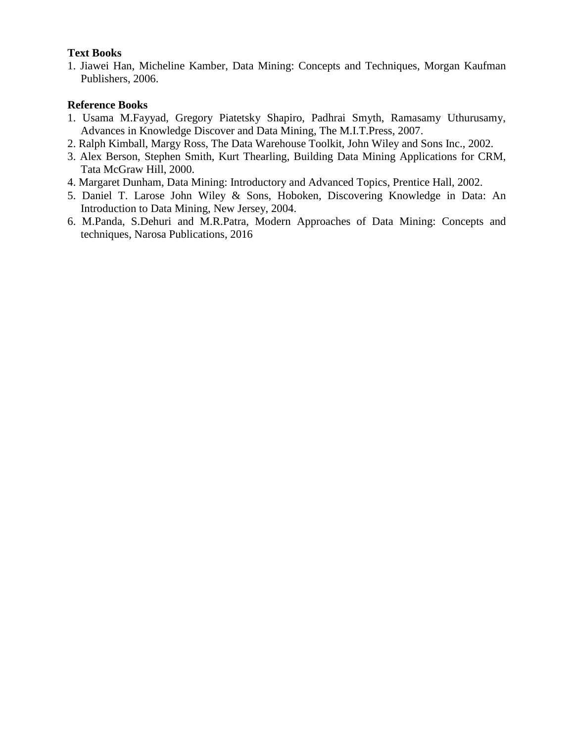**Text Books**

1. Jiawei Han, Micheline Kamber, Data Mining: Concepts and Techniques, Morgan Kaufman Publishers, 2006.

**Reference Books**

1. Usama M.Fayyad, Gregory Piatetsky Shapiro, Padhrai Smyth, Ramasamy Uthurusamy, Advances in Knowledge Discover and Data Mining, The M.I.T.Press, 2007.
2. Ralph Kimball, Margy Ross, The Data Warehouse Toolkit, John Wiley and Sons Inc., 2002.
3. Alex Berson, Stephen Smith, Kurt Thearling, Building Data Mining Applications for CRM, Tata McGraw Hill, 2000.
4. Margaret Dunham, Data Mining: Introductory and Advanced Topics, Prentice Hall, 2002.
5. Daniel T. Larose John Wiley & Sons, Hoboken, Discovering Knowledge in Data: An Introduction to Data Mining, New Jersey, 2004.
6. M.Panda, S.Dehuri and M.R.Patra, Modern Approaches of Data Mining: Concepts and techniques, Narosa Publications, 2016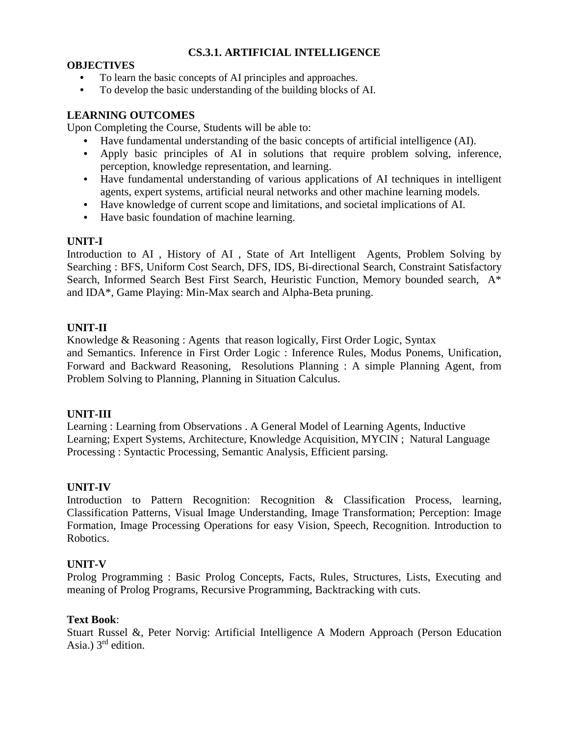# CS.3.1. ARTIFICIAL INTELLIGENCE

**OBJECTIVES**

- To learn the basic concepts of AI principles and approaches.
- To develop the basic understanding of the building blocks of AI.

**LEARNING OUTCOMES**

Upon Completing the Course, Students will be able to:

- Have fundamental understanding of the basic concepts of artificial intelligence (AI).
- Apply basic principles of AI in solutions that require problem solving, inference, perception, knowledge representation, and learning.
- Have fundamental understanding of various applications of AI techniques in intelligent agents, expert systems, artificial neural networks and other machine learning models.
- Have knowledge of current scope and limitations, and societal implications of AI.
- Have basic foundation of machine learning.

**UNIT-I**

Introduction to AI , History of AI , State of Art Intelligent Agents, Problem Solving by Searching : BFS, Uniform Cost Search, DFS, IDS, Bi-directional Search, Constraint Satisfactory Search, Informed Search Best First Search, Heuristic Function, Memory bounded search, A* and IDA*, Game Playing: Min-Max search and Alpha-Beta pruning.

**UNIT-II**

Knowledge & Reasoning : Agents that reason logically, First Order Logic, Syntax and Semantics. Inference in First Order Logic : Inference Rules, Modus Ponems, Unification, Forward and Backward Reasoning, Resolutions Planning : A simple Planning Agent, from Problem Solving to Planning, Planning in Situation Calculus.

**UNIT-III**

Learning : Learning from Observations . A General Model of Learning Agents, Inductive Learning; Expert Systems, Architecture, Knowledge Acquisition, MYCIN ; Natural Language Processing : Syntactic Processing, Semantic Analysis, Efficient parsing.

**UNIT-IV**

Introduction to Pattern Recognition: Recognition & Classification Process, learning, Classification Patterns, Visual Image Understanding, Image Transformation; Perception: Image Formation, Image Processing Operations for easy Vision, Speech, Recognition. Introduction to Robotics.

**UNIT-V**

Prolog Programming : Basic Prolog Concepts, Facts, Rules, Structures, Lists, Executing and meaning of Prolog Programs, Recursive Programming, Backtracking with cuts.

**Text Book**:

Stuart Russel &, Peter Norvig: Artificial Intelligence A Modern Approach (Person Education Asia.) 3rd edition.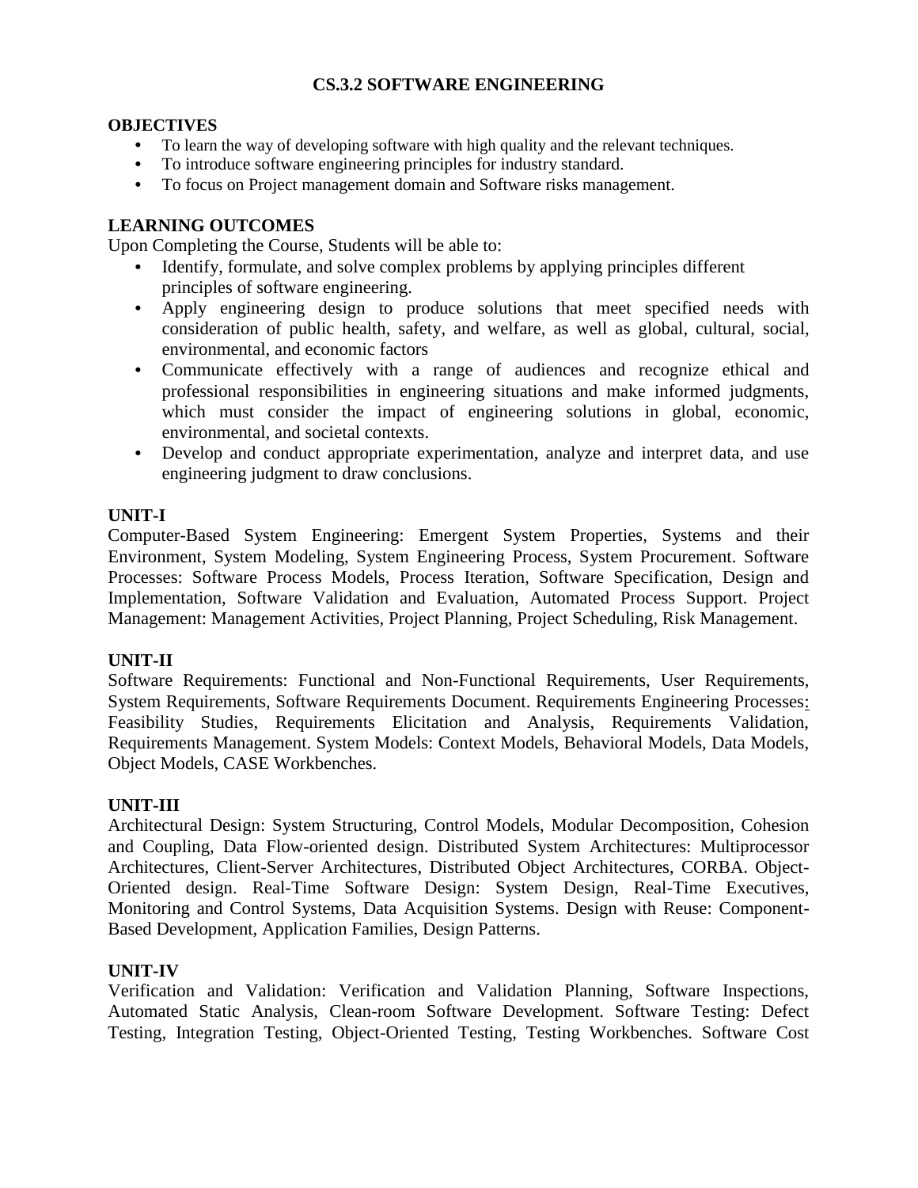# CS.3.2 SOFTWARE ENGINEERING

## OBJECTIVES

- To learn the way of developing software with high quality and the relevant techniques.
- To introduce software engineering principles for industry standard.
- To focus on Project management domain and Software risks management.

## LEARNING OUTCOMES

Upon Completing the Course, Students will be able to:

- Identify, formulate, and solve complex problems by applying principles different principles of software engineering.
- Apply engineering design to produce solutions that meet specified needs with consideration of public health, safety, and welfare, as well as global, cultural, social, environmental, and economic factors
- Communicate effectively with a range of audiences and recognize ethical and professional responsibilities in engineering situations and make informed judgments, which must consider the impact of engineering solutions in global, economic, environmental, and societal contexts.
- Develop and conduct appropriate experimentation, analyze and interpret data, and use engineering judgment to draw conclusions.

## UNIT-I

Computer-Based System Engineering: Emergent System Properties, Systems and their Environment, System Modeling, System Engineering Process, System Procurement. Software Processes: Software Process Models, Process Iteration, Software Specification, Design and Implementation, Software Validation and Evaluation, Automated Process Support. Project Management: Management Activities, Project Planning, Project Scheduling, Risk Management.

## UNIT-II

Software Requirements: Functional and Non-Functional Requirements, User Requirements, System Requirements, Software Requirements Document. Requirements Engineering Processes: Feasibility Studies, Requirements Elicitation and Analysis, Requirements Validation, Requirements Management. System Models: Context Models, Behavioral Models, Data Models, Object Models, CASE Workbenches.

## UNIT-III

Architectural Design: System Structuring, Control Models, Modular Decomposition, Cohesion and Coupling, Data Flow-oriented design. Distributed System Architectures: Multiprocessor Architectures, Client-Server Architectures, Distributed Object Architectures, CORBA. Object-Oriented design. Real-Time Software Design: System Design, Real-Time Executives, Monitoring and Control Systems, Data Acquisition Systems. Design with Reuse: Component-Based Development, Application Families, Design Patterns.

## UNIT-IV

Verification and Validation: Verification and Validation Planning, Software Inspections, Automated Static Analysis, Clean-room Software Development. Software Testing: Defect Testing, Integration Testing, Object-Oriented Testing, Testing Workbenches. Software Cost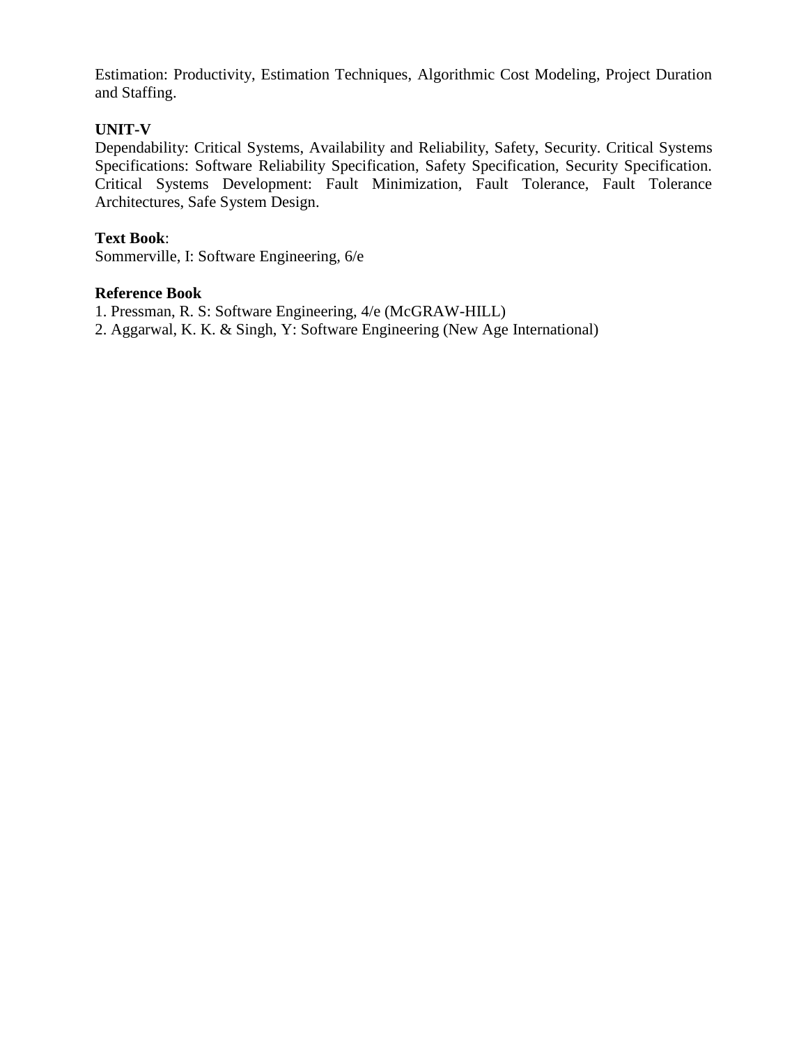Estimation: Productivity, Estimation Techniques, Algorithmic Cost Modeling, Project Duration and Staffing.

**UNIT-V**

Dependability: Critical Systems, Availability and Reliability, Safety, Security. Critical Systems Specifications: Software Reliability Specification, Safety Specification, Security Specification. Critical Systems Development: Fault Minimization, Fault Tolerance, Fault Tolerance Architectures, Safe System Design.

**Text Book**:

Sommerville, I: Software Engineering, 6/e

**Reference Book**

1. Pressman, R. S: Software Engineering, 4/e (McGRAW-HILL)
2. Aggarwal, K. K. & Singh, Y: Software Engineering (New Age International)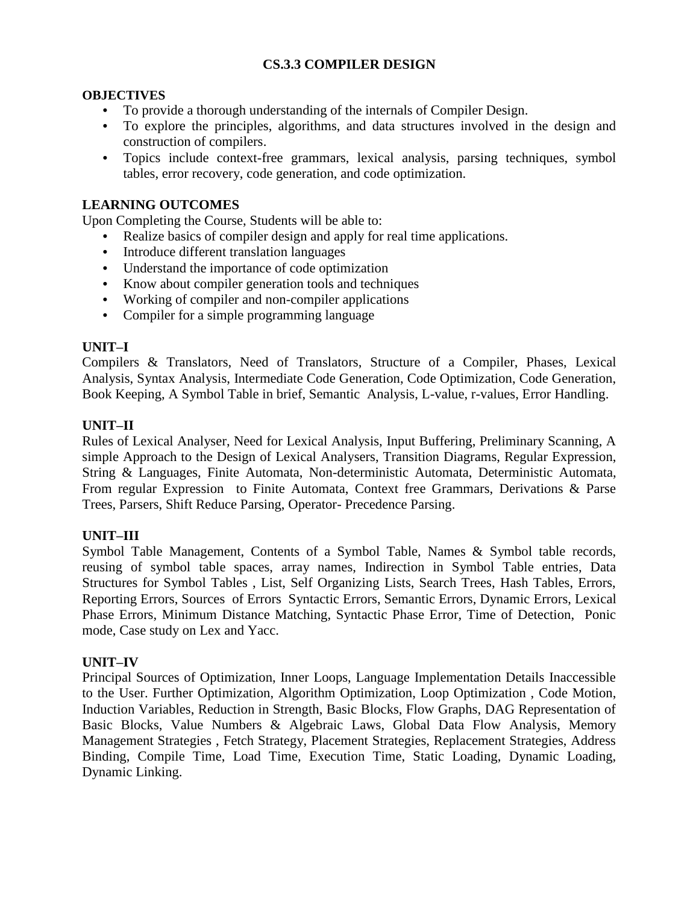# CS.3.3 COMPILER DESIGN

**OBJECTIVES**

- To provide a thorough understanding of the internals of Compiler Design.
- To explore the principles, algorithms, and data structures involved in the design and construction of compilers.
- Topics include context-free grammars, lexical analysis, parsing techniques, symbol tables, error recovery, code generation, and code optimization.

**LEARNING OUTCOMES**

Upon Completing the Course, Students will be able to:

- Realize basics of compiler design and apply for real time applications.
- Introduce different translation languages
- Understand the importance of code optimization
- Know about compiler generation tools and techniques
- Working of compiler and non-compiler applications
- Compiler for a simple programming language

**UNIT–I**

Compilers & Translators, Need of Translators, Structure of a Compiler, Phases, Lexical Analysis, Syntax Analysis, Intermediate Code Generation, Code Optimization, Code Generation, Book Keeping, A Symbol Table in brief, Semantic Analysis, L-value, r-values, Error Handling.

**UNIT–II**

Rules of Lexical Analyser, Need for Lexical Analysis, Input Buffering, Preliminary Scanning, A simple Approach to the Design of Lexical Analysers, Transition Diagrams, Regular Expression, String & Languages, Finite Automata, Non-deterministic Automata, Deterministic Automata, From regular Expression to Finite Automata, Context free Grammars, Derivations & Parse Trees, Parsers, Shift Reduce Parsing, Operator- Precedence Parsing.

**UNIT–III**

Symbol Table Management, Contents of a Symbol Table, Names & Symbol table records, reusing of symbol table spaces, array names, Indirection in Symbol Table entries, Data Structures for Symbol Tables , List, Self Organizing Lists, Search Trees, Hash Tables, Errors, Reporting Errors, Sources of Errors Syntactic Errors, Semantic Errors, Dynamic Errors, Lexical Phase Errors, Minimum Distance Matching, Syntactic Phase Error, Time of Detection, Ponic mode, Case study on Lex and Yacc.

**UNIT–IV**

Principal Sources of Optimization, Inner Loops, Language Implementation Details Inaccessible to the User. Further Optimization, Algorithm Optimization, Loop Optimization , Code Motion, Induction Variables, Reduction in Strength, Basic Blocks, Flow Graphs, DAG Representation of Basic Blocks, Value Numbers & Algebraic Laws, Global Data Flow Analysis, Memory Management Strategies , Fetch Strategy, Placement Strategies, Replacement Strategies, Address Binding, Compile Time, Load Time, Execution Time, Static Loading, Dynamic Loading, Dynamic Linking.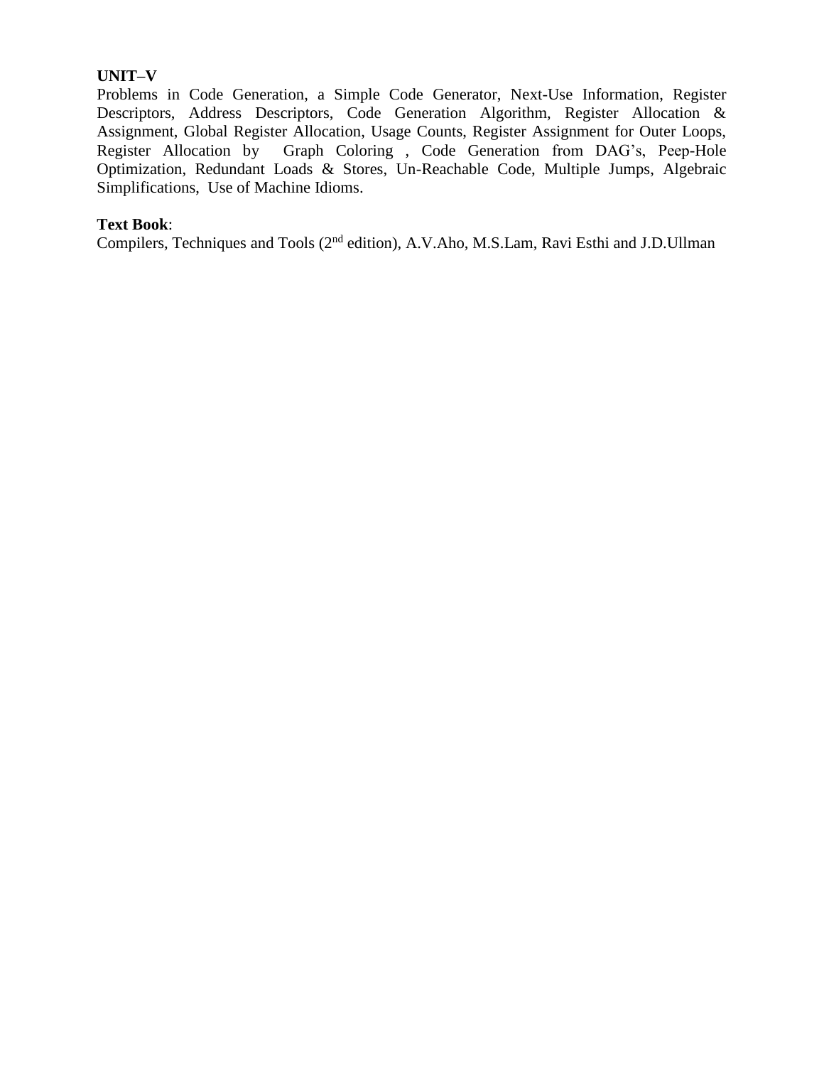**UNIT–V**

Problems in Code Generation, a Simple Code Generator, Next-Use Information, Register Descriptors, Address Descriptors, Code Generation Algorithm, Register Allocation & Assignment, Global Register Allocation, Usage Counts, Register Assignment for Outer Loops, Register Allocation by Graph Coloring , Code Generation from DAG's, Peep-Hole Optimization, Redundant Loads & Stores, Un-Reachable Code, Multiple Jumps, Algebraic Simplifications, Use of Machine Idioms.

**Text Book**:

Compilers, Techniques and Tools (2nd edition), A.V.Aho, M.S.Lam, Ravi Esthi and J.D.Ullman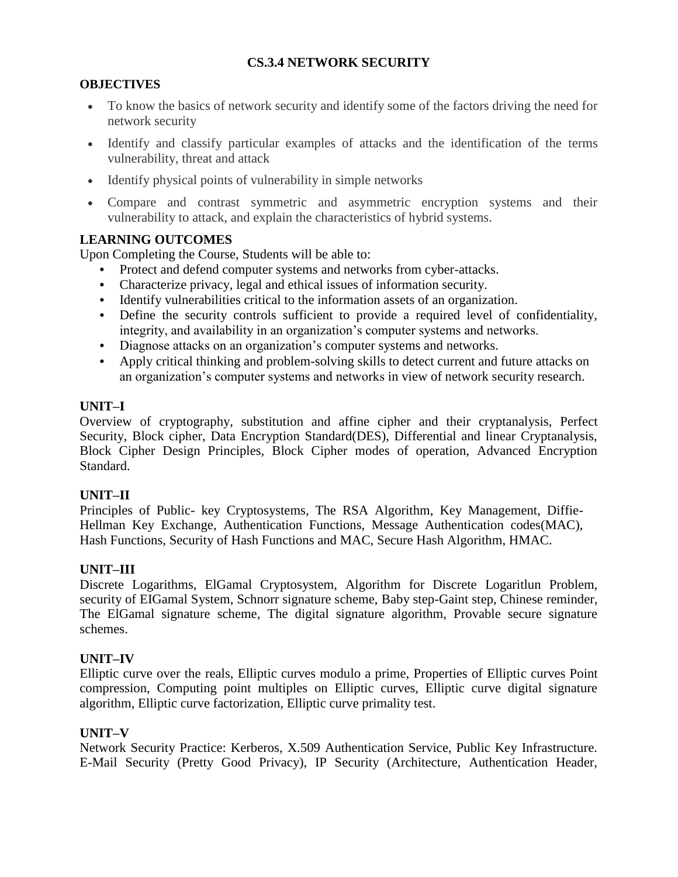## CS.3.4 NETWORK SECURITY

### OBJECTIVES

- To know the basics of network security and identify some of the factors driving the need for network security
- Identify and classify particular examples of attacks and the identification of the terms vulnerability, threat and attack
- Identify physical points of vulnerability in simple networks
- Compare and contrast symmetric and asymmetric encryption systems and their vulnerability to attack, and explain the characteristics of hybrid systems.

### LEARNING OUTCOMES

Upon Completing the Course, Students will be able to:

- Protect and defend computer systems and networks from cyber-attacks.
- Characterize privacy, legal and ethical issues of information security.
- Identify vulnerabilities critical to the information assets of an organization.
- Define the security controls sufficient to provide a required level of confidentiality, integrity, and availability in an organization's computer systems and networks.
- Diagnose attacks on an organization's computer systems and networks.
- Apply critical thinking and problem-solving skills to detect current and future attacks on an organization's computer systems and networks in view of network security research.

### UNIT–I

Overview of cryptography, substitution and affine cipher and their cryptanalysis, Perfect Security, Block cipher, Data Encryption Standard(DES), Differential and linear Cryptanalysis, Block Cipher Design Principles, Block Cipher modes of operation, Advanced Encryption Standard.

### UNIT–II

Principles of Public- key Cryptosystems, The RSA Algorithm, Key Management, Diffie-Hellman Key Exchange, Authentication Functions, Message Authentication codes(MAC), Hash Functions, Security of Hash Functions and MAC, Secure Hash Algorithm, HMAC.

### UNIT–III

Discrete Logarithms, ElGamal Cryptosystem, Algorithm for Discrete Logaritlun Problem, security of EIGamal System, Schnorr signature scheme, Baby step-Gaint step, Chinese reminder, The ElGamal signature scheme, The digital signature algorithm, Provable secure signature schemes.

### UNIT–IV

Elliptic curve over the reals, Elliptic curves modulo a prime, Properties of Elliptic curves Point compression, Computing point multiples on Elliptic curves, Elliptic curve digital signature algorithm, Elliptic curve factorization, Elliptic curve primality test.

### UNIT–V

Network Security Practice: Kerberos, X.509 Authentication Service, Public Key Infrastructure. E-Mail Security (Pretty Good Privacy), IP Security (Architecture, Authentication Header,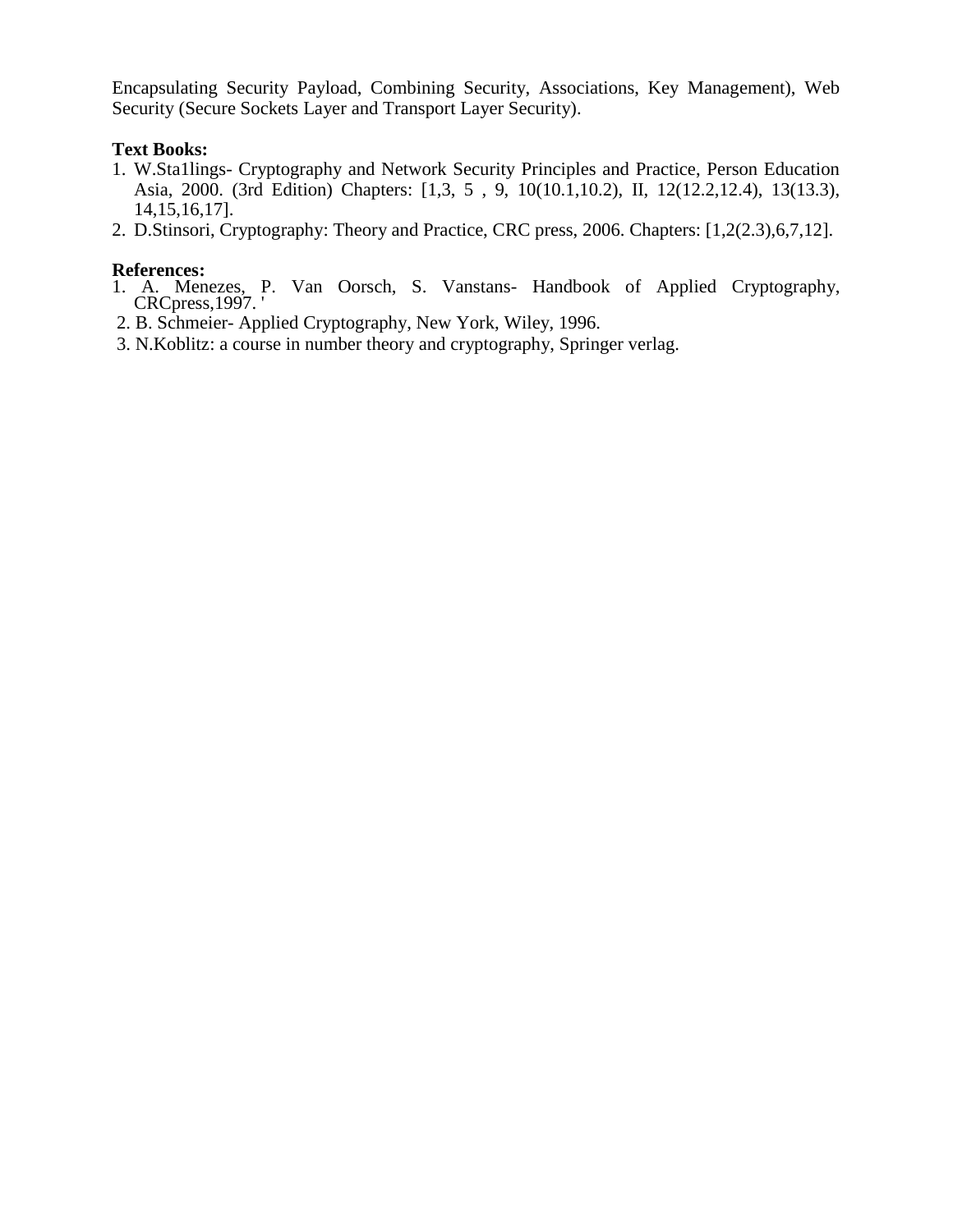Encapsulating Security Payload, Combining Security, Associations, Key Management), Web Security (Secure Sockets Layer and Transport Layer Security).

**Text Books:**

1. W.Sta1lings- Cryptography and Network Security Principles and Practice, Person Education Asia, 2000. (3rd Edition) Chapters: [1,3, 5 , 9, 10(10.1,10.2), II, 12(12.2,12.4), 13(13.3), 14,15,16,17].
2. D.Stinsori, Cryptography: Theory and Practice, CRC press, 2006. Chapters: [1,2(2.3),6,7,12].

**References:**

1. A. Menezes, P. Van Oorsch, S. Vanstans- Handbook of Applied Cryptography, CRCpress,1997. '
2. B. Schmeier- Applied Cryptography, New York, Wiley, 1996.
3. N.Koblitz: a course in number theory and cryptography, Springer verlag.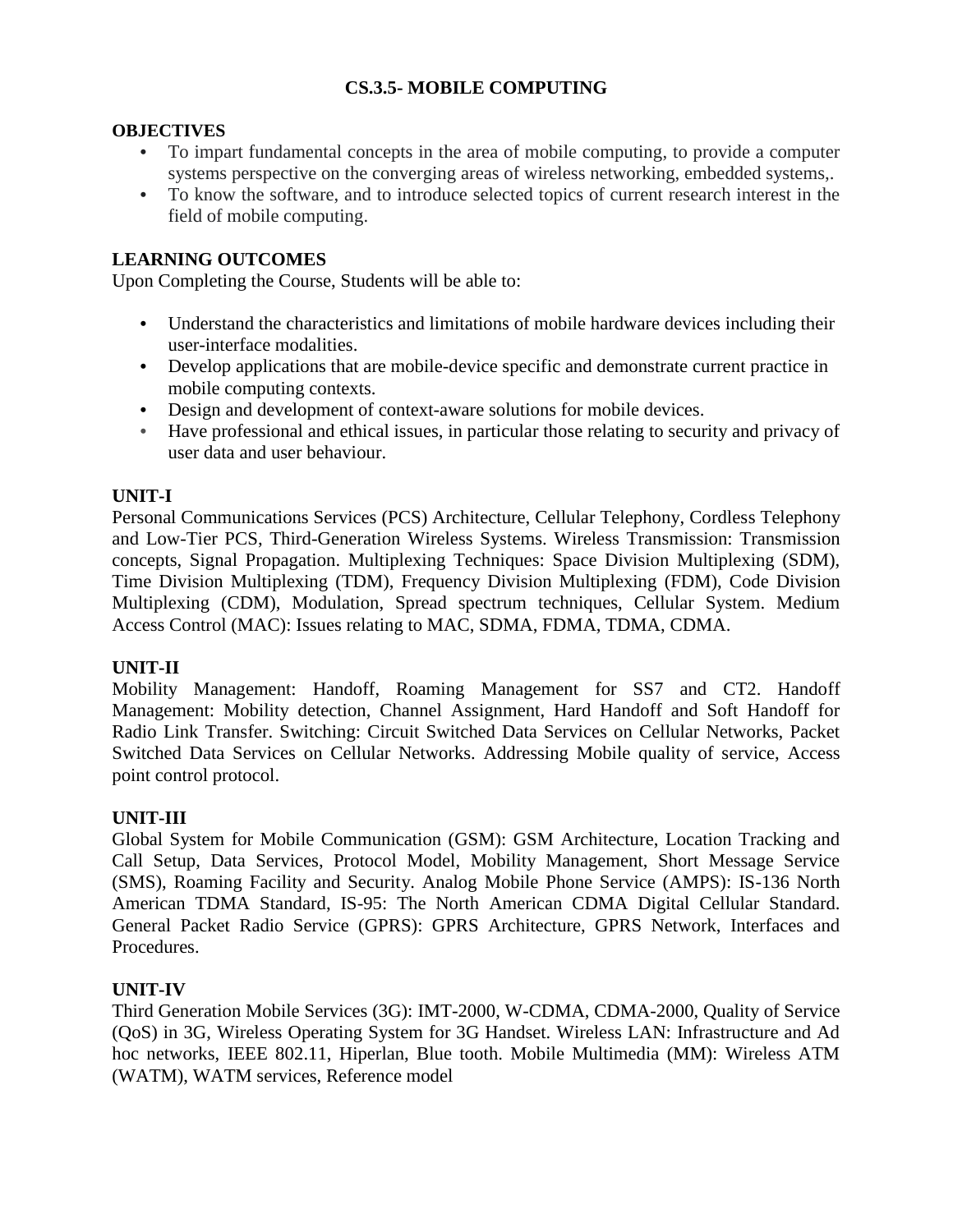# CS.3.5- MOBILE COMPUTING

**OBJECTIVES**

- To impart fundamental concepts in the area of mobile computing, to provide a computer systems perspective on the converging areas of wireless networking, embedded systems,.
- To know the software, and to introduce selected topics of current research interest in the field of mobile computing.

**LEARNING OUTCOMES**

Upon Completing the Course, Students will be able to:

- Understand the characteristics and limitations of mobile hardware devices including their user-interface modalities.
- Develop applications that are mobile-device specific and demonstrate current practice in mobile computing contexts.
- Design and development of context-aware solutions for mobile devices.
- Have professional and ethical issues, in particular those relating to security and privacy of user data and user behaviour.

**UNIT-I**

Personal Communications Services (PCS) Architecture, Cellular Telephony, Cordless Telephony and Low-Tier PCS, Third-Generation Wireless Systems. Wireless Transmission: Transmission concepts, Signal Propagation. Multiplexing Techniques: Space Division Multiplexing (SDM), Time Division Multiplexing (TDM), Frequency Division Multiplexing (FDM), Code Division Multiplexing (CDM), Modulation, Spread spectrum techniques, Cellular System. Medium Access Control (MAC): Issues relating to MAC, SDMA, FDMA, TDMA, CDMA.

**UNIT-II**

Mobility Management: Handoff, Roaming Management for SS7 and CT2. Handoff Management: Mobility detection, Channel Assignment, Hard Handoff and Soft Handoff for Radio Link Transfer. Switching: Circuit Switched Data Services on Cellular Networks, Packet Switched Data Services on Cellular Networks. Addressing Mobile quality of service, Access point control protocol.

**UNIT-III**

Global System for Mobile Communication (GSM): GSM Architecture, Location Tracking and Call Setup, Data Services, Protocol Model, Mobility Management, Short Message Service (SMS), Roaming Facility and Security. Analog Mobile Phone Service (AMPS): IS-136 North American TDMA Standard, IS-95: The North American CDMA Digital Cellular Standard. General Packet Radio Service (GPRS): GPRS Architecture, GPRS Network, Interfaces and Procedures.

**UNIT-IV**

Third Generation Mobile Services (3G): IMT-2000, W-CDMA, CDMA-2000, Quality of Service (QoS) in 3G, Wireless Operating System for 3G Handset. Wireless LAN: Infrastructure and Ad hoc networks, IEEE 802.11, Hiperlan, Blue tooth. Mobile Multimedia (MM): Wireless ATM (WATM), WATM services, Reference model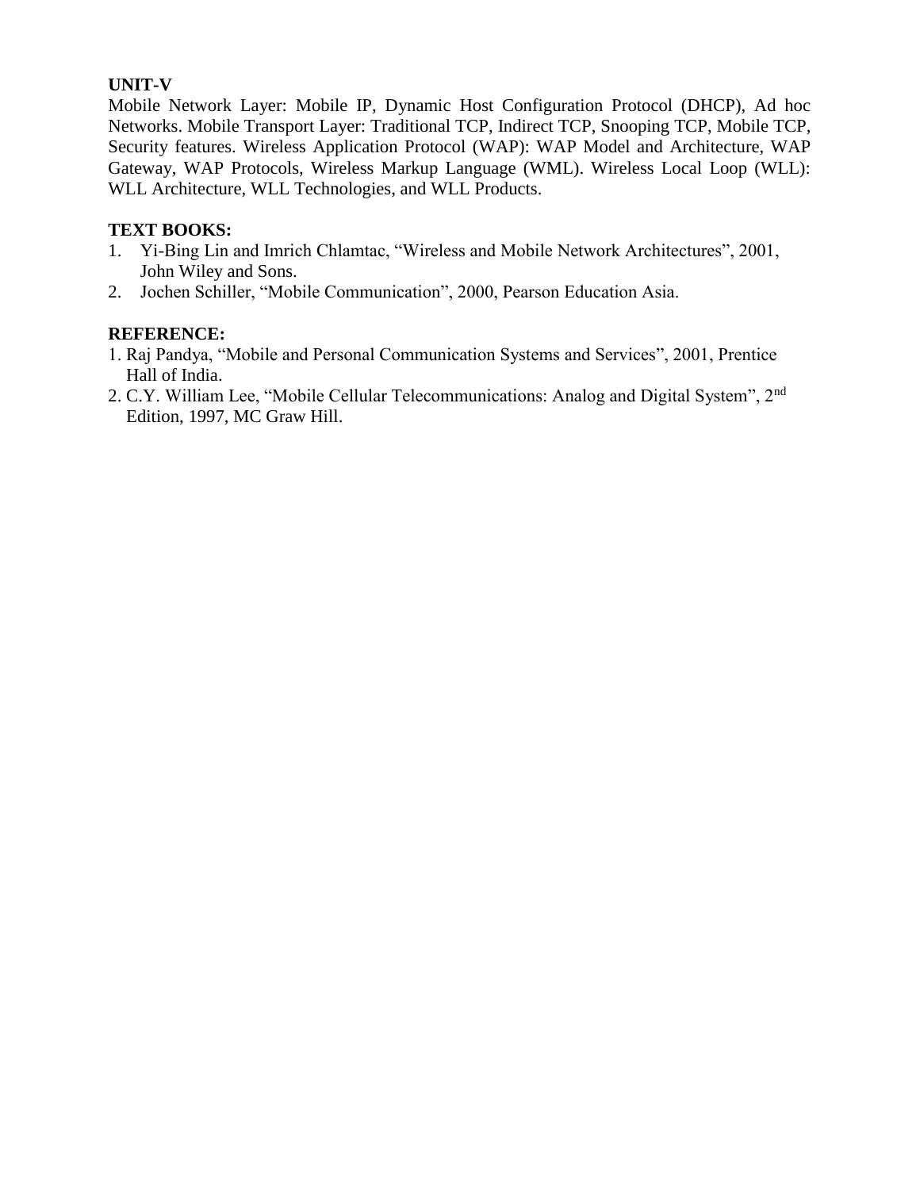**UNIT-V**

Mobile Network Layer: Mobile IP, Dynamic Host Configuration Protocol (DHCP), Ad hoc Networks. Mobile Transport Layer: Traditional TCP, Indirect TCP, Snooping TCP, Mobile TCP, Security features. Wireless Application Protocol (WAP): WAP Model and Architecture, WAP Gateway, WAP Protocols, Wireless Markup Language (WML). Wireless Local Loop (WLL): WLL Architecture, WLL Technologies, and WLL Products.

**TEXT BOOKS:**

1. Yi-Bing Lin and Imrich Chlamtac, "Wireless and Mobile Network Architectures", 2001, John Wiley and Sons.
2. Jochen Schiller, "Mobile Communication", 2000, Pearson Education Asia.

**REFERENCE:**

1. Raj Pandya, "Mobile and Personal Communication Systems and Services", 2001, Prentice Hall of India.
2. C.Y. William Lee, "Mobile Cellular Telecommunications: Analog and Digital System", 2nd Edition, 1997, MC Graw Hill.